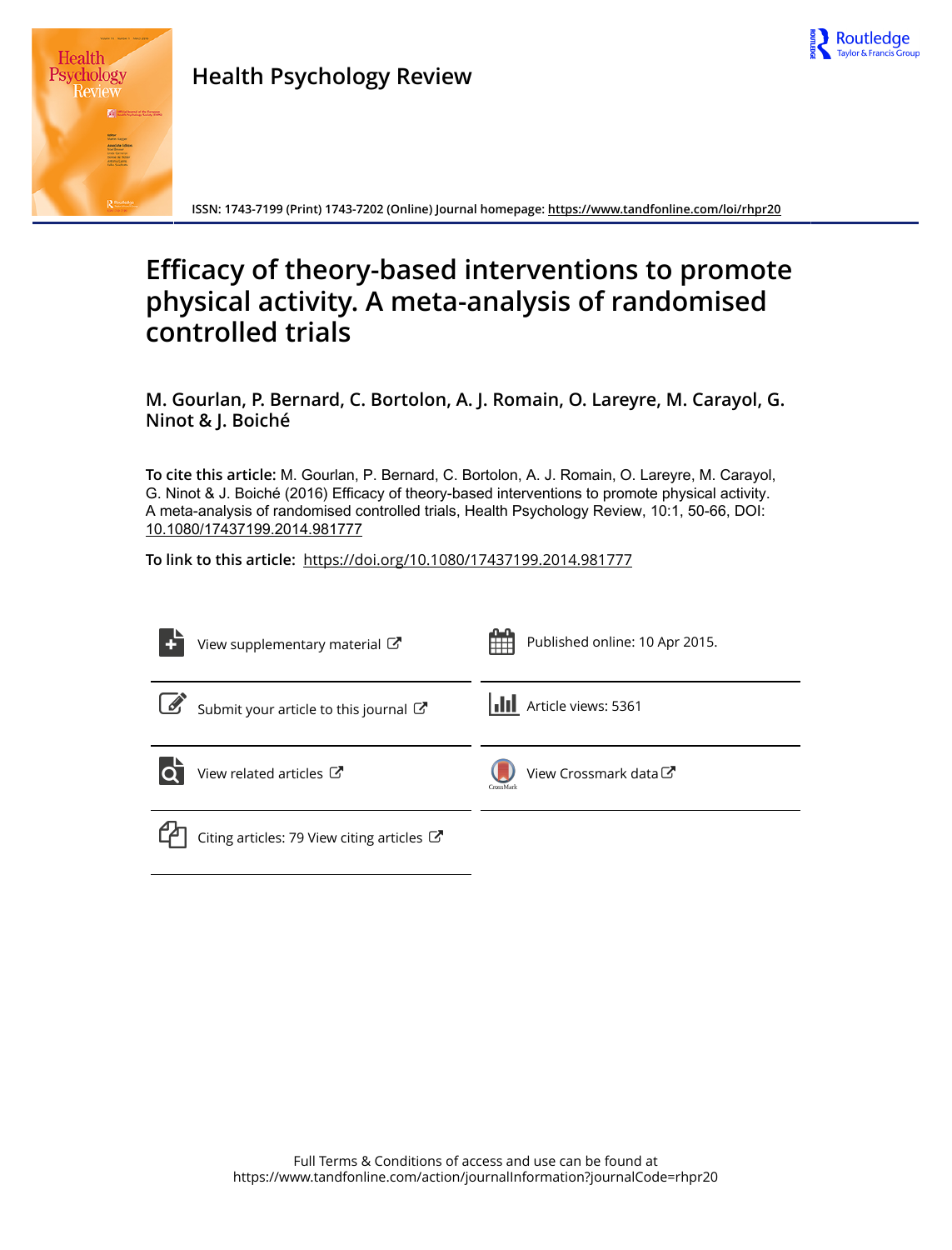Health Psychology Review

ISSN: 1743-7199 (Print) 1743-7202 (Online) Journal homepage: https://www.tandfonline.com/loi/rhpr20

# Efficacy of theory-based interventions to promote physical activity. A meta-analysis of randomised controlled trials

**M. Gourlan, P. Bernard, C. Bortolon, A. J. Romain, O. Lareyre, M. Carayol, G. Ninot & J. Boiché**

**To cite this article:** M. Gourlan, P. Bernard, C. Bortolon, A. J. Romain, O. Lareyre, M. Carayol, G. Ninot & J. Boiché (2016) Efficacy of theory-based interventions to promote physical activity. A meta-analysis of randomised controlled trials, Health Psychology Review, 10:1, 50-66, DOI: 10.1080/17437199.2014.981777

**To link to this article:** https://doi.org/10.1080/17437199.2014.981777

View supplementary material

Published online: 10 Apr 2015.

Submit your article to this journal

Article views: 5361

View related articles

View Crossmark data

Citing articles: 79 View citing articles

Full Terms & Conditions of access and use can be found at https://www.tandfonline.com/action/journalInformation?journalCode=rhpr20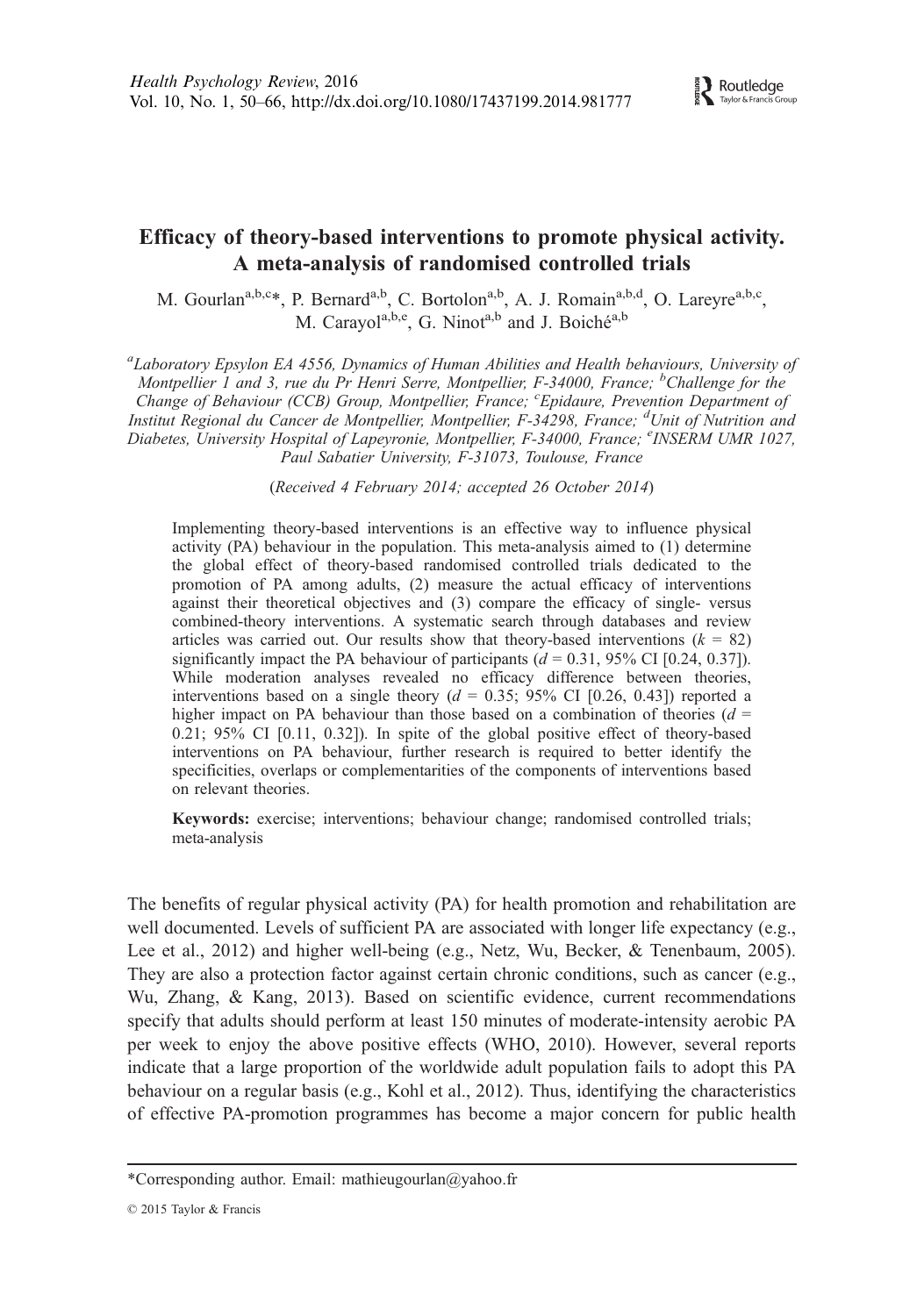# Efficacy of theory-based interventions to promote physical activity. A meta-analysis of randomised controlled trials

M. Gourlan[a,b,c]*, P. Bernard[a,b], C. Bortolon[a,b], A. J. Romain[a,b,d], O. Lareyre[a,b,c], M. Carayol[a,b,e], G. Ninot[a,b] and J. Boiché[a,b]

[a]Laboratory Epsylon EA 4556, Dynamics of Human Abilities and Health behaviours, University of Montpellier 1 and 3, rue du Pr Henri Serre, Montpellier, F-34000, France; [b]Challenge for the Change of Behaviour (CCB) Group, Montpellier, France; [c]Epidaure, Prevention Department of Institut Regional du Cancer de Montpellier, Montpellier, F-34298, France; [d]Unit of Nutrition and Diabetes, University Hospital of Lapeyronie, Montpellier, F-34000, France; [e]INSERM UMR 1027, Paul Sabatier University, F-31073, Toulouse, France

(*Received 4 February 2014; accepted 26 October 2014*)

Implementing theory-based interventions is an effective way to influence physical activity (PA) behaviour in the population. This meta-analysis aimed to (1) determine the global effect of theory-based randomised controlled trials dedicated to the promotion of PA among adults, (2) measure the actual efficacy of interventions against their theoretical objectives and (3) compare the efficacy of single- versus combined-theory interventions. A systematic search through databases and review articles was carried out. Our results show that theory-based interventions ($k$ = 82) significantly impact the PA behaviour of participants ($d$ = 0.31, 95% CI [0.24, 0.37]). While moderation analyses revealed no efficacy difference between theories, interventions based on a single theory ($d$ = 0.35; 95% CI [0.26, 0.43]) reported a higher impact on PA behaviour than those based on a combination of theories ($d$ = 0.21; 95% CI [0.11, 0.32]). In spite of the global positive effect of theory-based interventions on PA behaviour, further research is required to better identify the specificities, overlaps or complementarities of the components of interventions based on relevant theories.

**Keywords:** exercise; interventions; behaviour change; randomised controlled trials; meta-analysis

The benefits of regular physical activity (PA) for health promotion and rehabilitation are well documented. Levels of sufficient PA are associated with longer life expectancy (e.g., Lee et al., 2012) and higher well-being (e.g., Netz, Wu, Becker, & Tenenbaum, 2005). They are also a protection factor against certain chronic conditions, such as cancer (e.g., Wu, Zhang, & Kang, 2013). Based on scientific evidence, current recommendations specify that adults should perform at least 150 minutes of moderate-intensity aerobic PA per week to enjoy the above positive effects (WHO, 2010). However, several reports indicate that a large proportion of the worldwide adult population fails to adopt this PA behaviour on a regular basis (e.g., Kohl et al., 2012). Thus, identifying the characteristics of effective PA-promotion programmes has become a major concern for public health

*Corresponding author. Email: mathieugourlan@yahoo.fr

© 2015 Taylor & Francis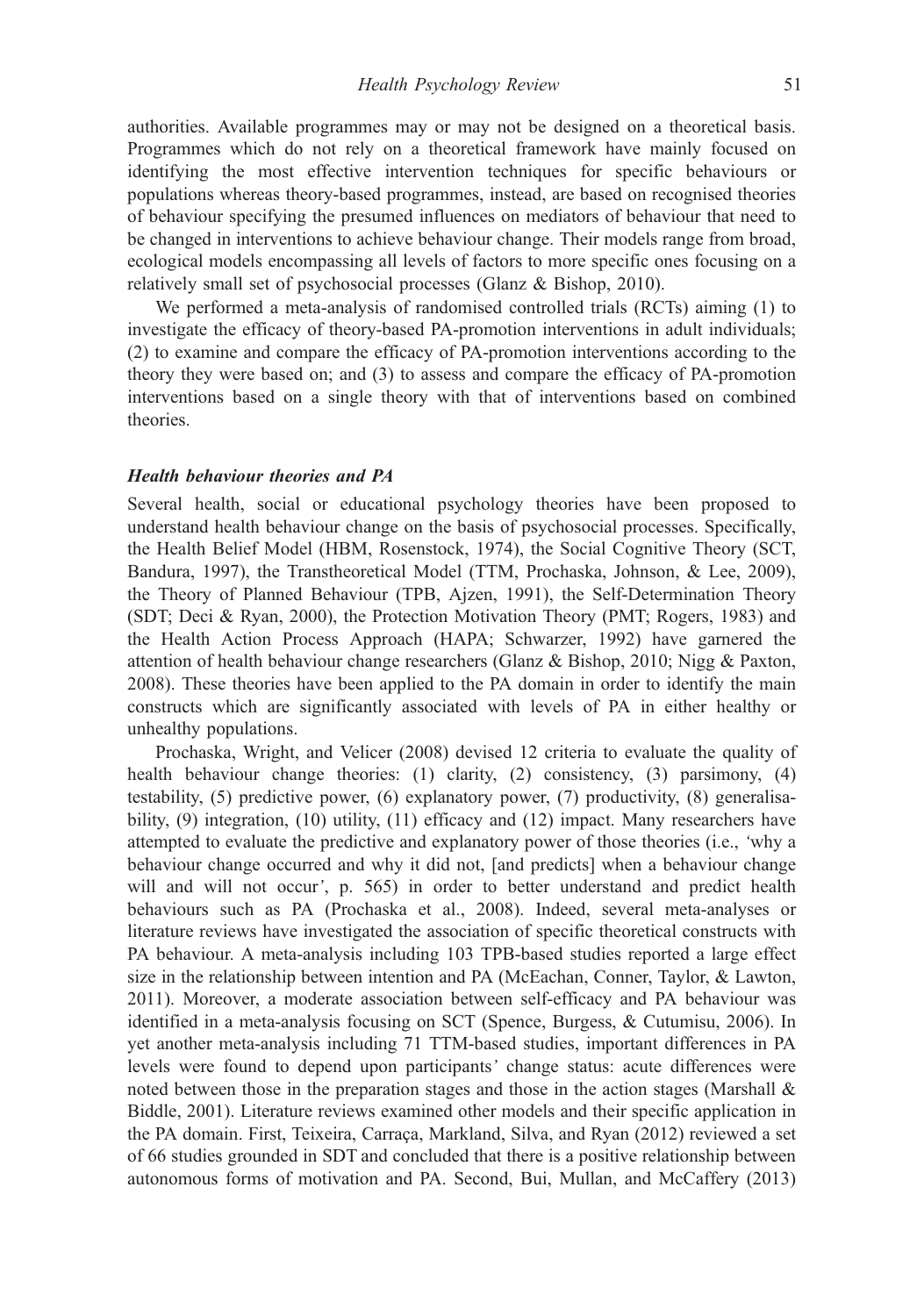authorities. Available programmes may or may not be designed on a theoretical basis. Programmes which do not rely on a theoretical framework have mainly focused on identifying the most effective intervention techniques for specific behaviours or populations whereas theory-based programmes, instead, are based on recognised theories of behaviour specifying the presumed influences on mediators of behaviour that need to be changed in interventions to achieve behaviour change. Their models range from broad, ecological models encompassing all levels of factors to more specific ones focusing on a relatively small set of psychosocial processes (Glanz & Bishop, 2010).

We performed a meta-analysis of randomised controlled trials (RCTs) aiming (1) to investigate the efficacy of theory-based PA-promotion interventions in adult individuals; (2) to examine and compare the efficacy of PA-promotion interventions according to the theory they were based on; and (3) to assess and compare the efficacy of PA-promotion interventions based on a single theory with that of interventions based on combined theories.

### *Health behaviour theories and PA*

Several health, social or educational psychology theories have been proposed to understand health behaviour change on the basis of psychosocial processes. Specifically, the Health Belief Model (HBM, Rosenstock, 1974), the Social Cognitive Theory (SCT, Bandura, 1997), the Transtheoretical Model (TTM, Prochaska, Johnson, & Lee, 2009), the Theory of Planned Behaviour (TPB, Ajzen, 1991), the Self-Determination Theory (SDT; Deci & Ryan, 2000), the Protection Motivation Theory (PMT; Rogers, 1983) and the Health Action Process Approach (HAPA; Schwarzer, 1992) have garnered the attention of health behaviour change researchers (Glanz & Bishop, 2010; Nigg & Paxton, 2008). These theories have been applied to the PA domain in order to identify the main constructs which are significantly associated with levels of PA in either healthy or unhealthy populations.

Prochaska, Wright, and Velicer (2008) devised 12 criteria to evaluate the quality of health behaviour change theories: (1) clarity, (2) consistency, (3) parsimony, (4) testability, (5) predictive power, (6) explanatory power, (7) productivity, (8) generalisability, (9) integration, (10) utility, (11) efficacy and (12) impact. Many researchers have attempted to evaluate the predictive and explanatory power of those theories (i.e., 'why a behaviour change occurred and why it did not, [and predicts] when a behaviour change will and will not occur', p. 565) in order to better understand and predict health behaviours such as PA (Prochaska et al., 2008). Indeed, several meta-analyses or literature reviews have investigated the association of specific theoretical constructs with PA behaviour. A meta-analysis including 103 TPB-based studies reported a large effect size in the relationship between intention and PA (McEachan, Conner, Taylor, & Lawton, 2011). Moreover, a moderate association between self-efficacy and PA behaviour was identified in a meta-analysis focusing on SCT (Spence, Burgess, & Cutumisu, 2006). In yet another meta-analysis including 71 TTM-based studies, important differences in PA levels were found to depend upon participants' change status: acute differences were noted between those in the preparation stages and those in the action stages (Marshall & Biddle, 2001). Literature reviews examined other models and their specific application in the PA domain. First, Teixeira, Carraça, Markland, Silva, and Ryan (2012) reviewed a set of 66 studies grounded in SDT and concluded that there is a positive relationship between autonomous forms of motivation and PA. Second, Bui, Mullan, and McCaffery (2013)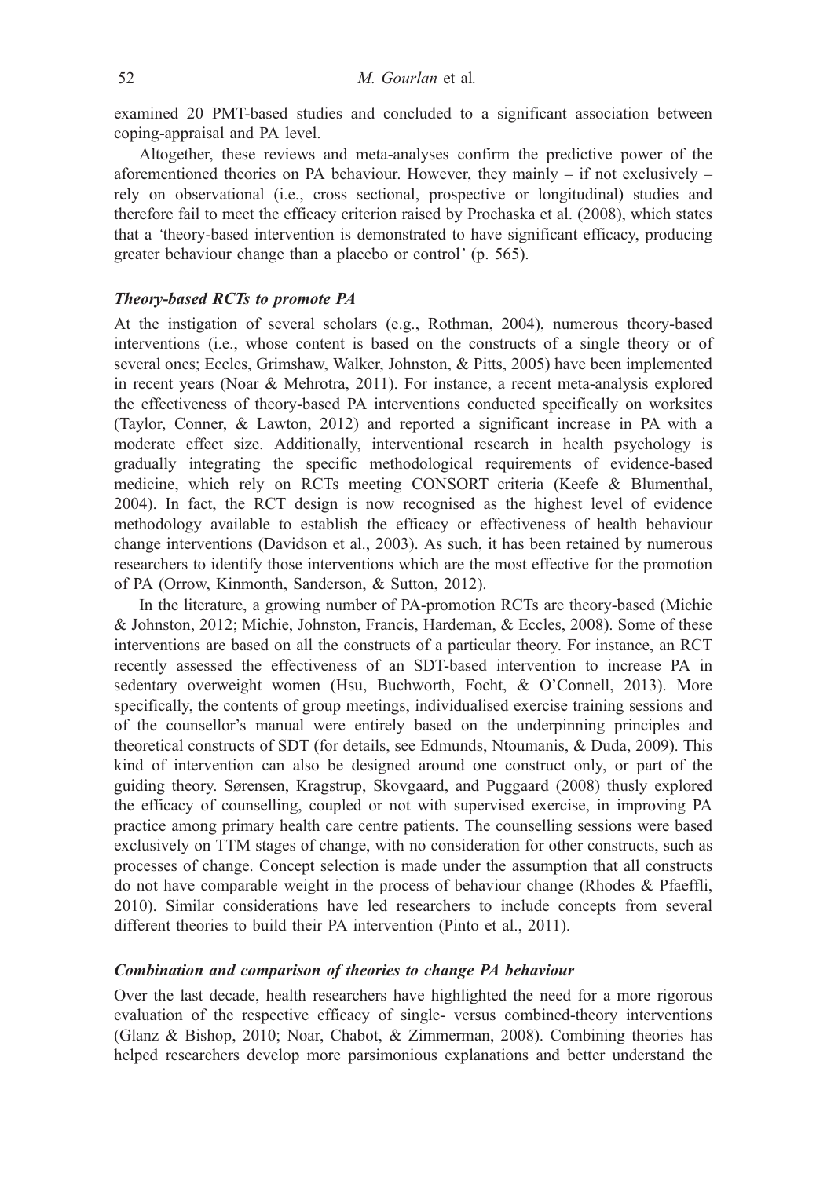examined 20 PMT-based studies and concluded to a significant association between coping-appraisal and PA level.

Altogether, these reviews and meta-analyses confirm the predictive power of the aforementioned theories on PA behaviour. However, they mainly – if not exclusively – rely on observational (i.e., cross sectional, prospective or longitudinal) studies and therefore fail to meet the efficacy criterion raised by Prochaska et al. (2008), which states that a *'*theory-based intervention is demonstrated to have significant efficacy, producing greater behaviour change than a placebo or control*'* (p. 565).

### *Theory-based RCTs to promote PA*

At the instigation of several scholars (e.g., Rothman, 2004), numerous theory-based interventions (i.e., whose content is based on the constructs of a single theory or of several ones; Eccles, Grimshaw, Walker, Johnston, & Pitts, 2005) have been implemented in recent years (Noar & Mehrotra, 2011). For instance, a recent meta-analysis explored the effectiveness of theory-based PA interventions conducted specifically on worksites (Taylor, Conner, & Lawton, 2012) and reported a significant increase in PA with a moderate effect size. Additionally, interventional research in health psychology is gradually integrating the specific methodological requirements of evidence-based medicine, which rely on RCTs meeting CONSORT criteria (Keefe & Blumenthal, 2004). In fact, the RCT design is now recognised as the highest level of evidence methodology available to establish the efficacy or effectiveness of health behaviour change interventions (Davidson et al., 2003). As such, it has been retained by numerous researchers to identify those interventions which are the most effective for the promotion of PA (Orrow, Kinmonth, Sanderson, & Sutton, 2012).

In the literature, a growing number of PA-promotion RCTs are theory-based (Michie & Johnston, 2012; Michie, Johnston, Francis, Hardeman, & Eccles, 2008). Some of these interventions are based on all the constructs of a particular theory. For instance, an RCT recently assessed the effectiveness of an SDT-based intervention to increase PA in sedentary overweight women (Hsu, Buchworth, Focht, & O'Connell, 2013). More specifically, the contents of group meetings, individualised exercise training sessions and of the counsellor's manual were entirely based on the underpinning principles and theoretical constructs of SDT (for details, see Edmunds, Ntoumanis, & Duda, 2009). This kind of intervention can also be designed around one construct only, or part of the guiding theory. Sørensen, Kragstrup, Skovgaard, and Puggaard (2008) thusly explored the efficacy of counselling, coupled or not with supervised exercise, in improving PA practice among primary health care centre patients. The counselling sessions were based exclusively on TTM stages of change, with no consideration for other constructs, such as processes of change. Concept selection is made under the assumption that all constructs do not have comparable weight in the process of behaviour change (Rhodes & Pfaeffli, 2010). Similar considerations have led researchers to include concepts from several different theories to build their PA intervention (Pinto et al., 2011).

### *Combination and comparison of theories to change PA behaviour*

Over the last decade, health researchers have highlighted the need for a more rigorous evaluation of the respective efficacy of single- versus combined-theory interventions (Glanz & Bishop, 2010; Noar, Chabot, & Zimmerman, 2008). Combining theories has helped researchers develop more parsimonious explanations and better understand the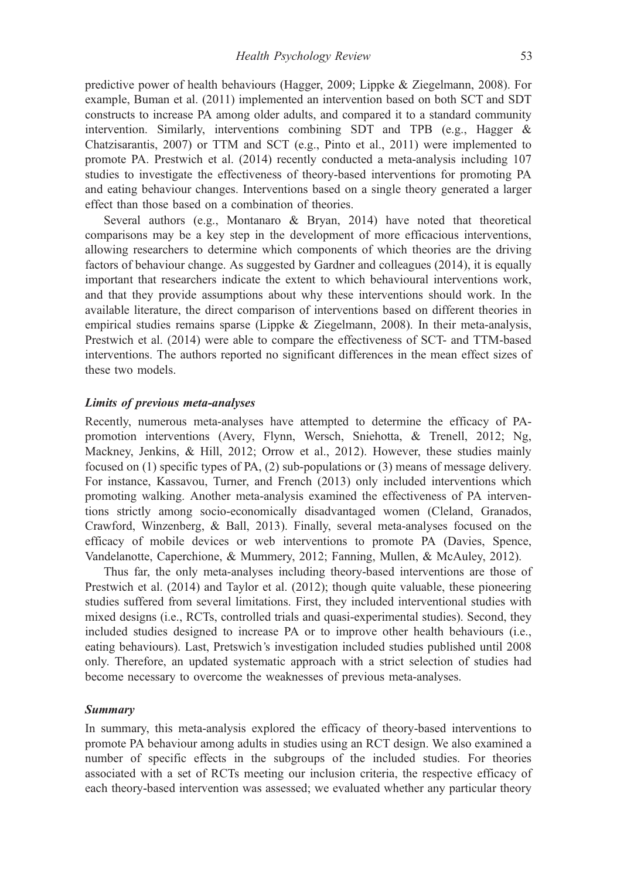predictive power of health behaviours (Hagger, 2009; Lippke & Ziegelmann, 2008). For example, Buman et al. (2011) implemented an intervention based on both SCT and SDT constructs to increase PA among older adults, and compared it to a standard community intervention. Similarly, interventions combining SDT and TPB (e.g., Hagger & Chatzisarantis, 2007) or TTM and SCT (e.g., Pinto et al., 2011) were implemented to promote PA. Prestwich et al. (2014) recently conducted a meta-analysis including 107 studies to investigate the effectiveness of theory-based interventions for promoting PA and eating behaviour changes. Interventions based on a single theory generated a larger effect than those based on a combination of theories.

Several authors (e.g., Montanaro & Bryan, 2014) have noted that theoretical comparisons may be a key step in the development of more efficacious interventions, allowing researchers to determine which components of which theories are the driving factors of behaviour change. As suggested by Gardner and colleagues (2014), it is equally important that researchers indicate the extent to which behavioural interventions work, and that they provide assumptions about why these interventions should work. In the available literature, the direct comparison of interventions based on different theories in empirical studies remains sparse (Lippke & Ziegelmann, 2008). In their meta-analysis, Prestwich et al. (2014) were able to compare the effectiveness of SCT- and TTM-based interventions. The authors reported no significant differences in the mean effect sizes of these two models.

### *Limits of previous meta-analyses*

Recently, numerous meta-analyses have attempted to determine the efficacy of PA-promotion interventions (Avery, Flynn, Wersch, Sniehotta, & Trenell, 2012; Ng, Mackney, Jenkins, & Hill, 2012; Orrow et al., 2012). However, these studies mainly focused on (1) specific types of PA, (2) sub-populations or (3) means of message delivery. For instance, Kassavou, Turner, and French (2013) only included interventions which promoting walking. Another meta-analysis examined the effectiveness of PA interventions strictly among socio-economically disadvantaged women (Cleland, Granados, Crawford, Winzenberg, & Ball, 2013). Finally, several meta-analyses focused on the efficacy of mobile devices or web interventions to promote PA (Davies, Spence, Vandelanotte, Caperchione, & Mummery, 2012; Fanning, Mullen, & McAuley, 2012).

Thus far, the only meta-analyses including theory-based interventions are those of Prestwich et al. (2014) and Taylor et al. (2012); though quite valuable, these pioneering studies suffered from several limitations. First, they included interventional studies with mixed designs (i.e., RCTs, controlled trials and quasi-experimental studies). Second, they included studies designed to increase PA or to improve other health behaviours (i.e., eating behaviours). Last, Pretswich's investigation included studies published until 2008 only. Therefore, an updated systematic approach with a strict selection of studies had become necessary to overcome the weaknesses of previous meta-analyses.

### *Summary*

In summary, this meta-analysis explored the efficacy of theory-based interventions to promote PA behaviour among adults in studies using an RCT design. We also examined a number of specific effects in the subgroups of the included studies. For theories associated with a set of RCTs meeting our inclusion criteria, the respective efficacy of each theory-based intervention was assessed; we evaluated whether any particular theory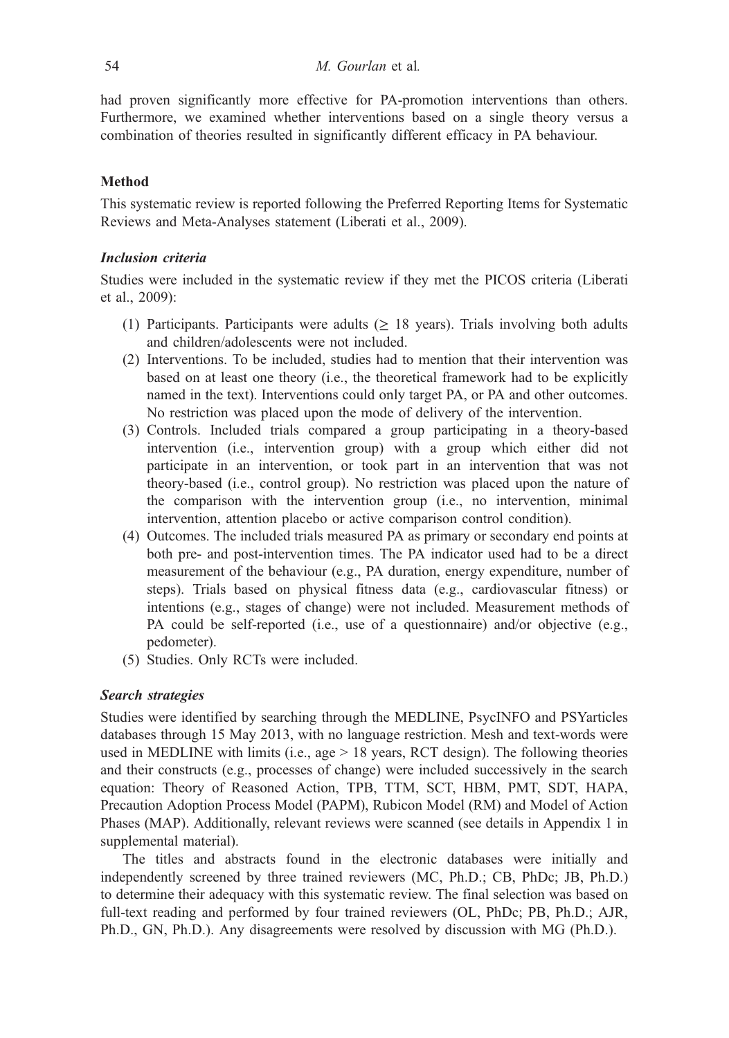had proven significantly more effective for PA-promotion interventions than others. Furthermore, we examined whether interventions based on a single theory versus a combination of theories resulted in significantly different efficacy in PA behaviour.

## Method

This systematic review is reported following the Preferred Reporting Items for Systematic Reviews and Meta-Analyses statement (Liberati et al., 2009).

### *Inclusion criteria*

Studies were included in the systematic review if they met the PICOS criteria (Liberati et al., 2009):

(1) Participants. Participants were adults ($\geq$ 18 years). Trials involving both adults and children/adolescents were not included.
(2) Interventions. To be included, studies had to mention that their intervention was based on at least one theory (i.e., the theoretical framework had to be explicitly named in the text). Interventions could only target PA, or PA and other outcomes. No restriction was placed upon the mode of delivery of the intervention.
(3) Controls. Included trials compared a group participating in a theory-based intervention (i.e., intervention group) with a group which either did not participate in an intervention, or took part in an intervention that was not theory-based (i.e., control group). No restriction was placed upon the nature of the comparison with the intervention group (i.e., no intervention, minimal intervention, attention placebo or active comparison control condition).
(4) Outcomes. The included trials measured PA as primary or secondary end points at both pre- and post-intervention times. The PA indicator used had to be a direct measurement of the behaviour (e.g., PA duration, energy expenditure, number of steps). Trials based on physical fitness data (e.g., cardiovascular fitness) or intentions (e.g., stages of change) were not included. Measurement methods of PA could be self-reported (i.e., use of a questionnaire) and/or objective (e.g., pedometer).
(5) Studies. Only RCTs were included.

### *Search strategies*

Studies were identified by searching through the MEDLINE, PsycINFO and PSYarticles databases through 15 May 2013, with no language restriction. Mesh and text-words were used in MEDLINE with limits (i.e., age > 18 years, RCT design). The following theories and their constructs (e.g., processes of change) were included successively in the search equation: Theory of Reasoned Action, TPB, TTM, SCT, HBM, PMT, SDT, HAPA, Precaution Adoption Process Model (PAPM), Rubicon Model (RM) and Model of Action Phases (MAP). Additionally, relevant reviews were scanned (see details in Appendix 1 in supplemental material).

The titles and abstracts found in the electronic databases were initially and independently screened by three trained reviewers (MC, Ph.D.; CB, PhDc; JB, Ph.D.) to determine their adequacy with this systematic review. The final selection was based on full-text reading and performed by four trained reviewers (OL, PhDc; PB, Ph.D.; AJR, Ph.D., GN, Ph.D.). Any disagreements were resolved by discussion with MG (Ph.D.).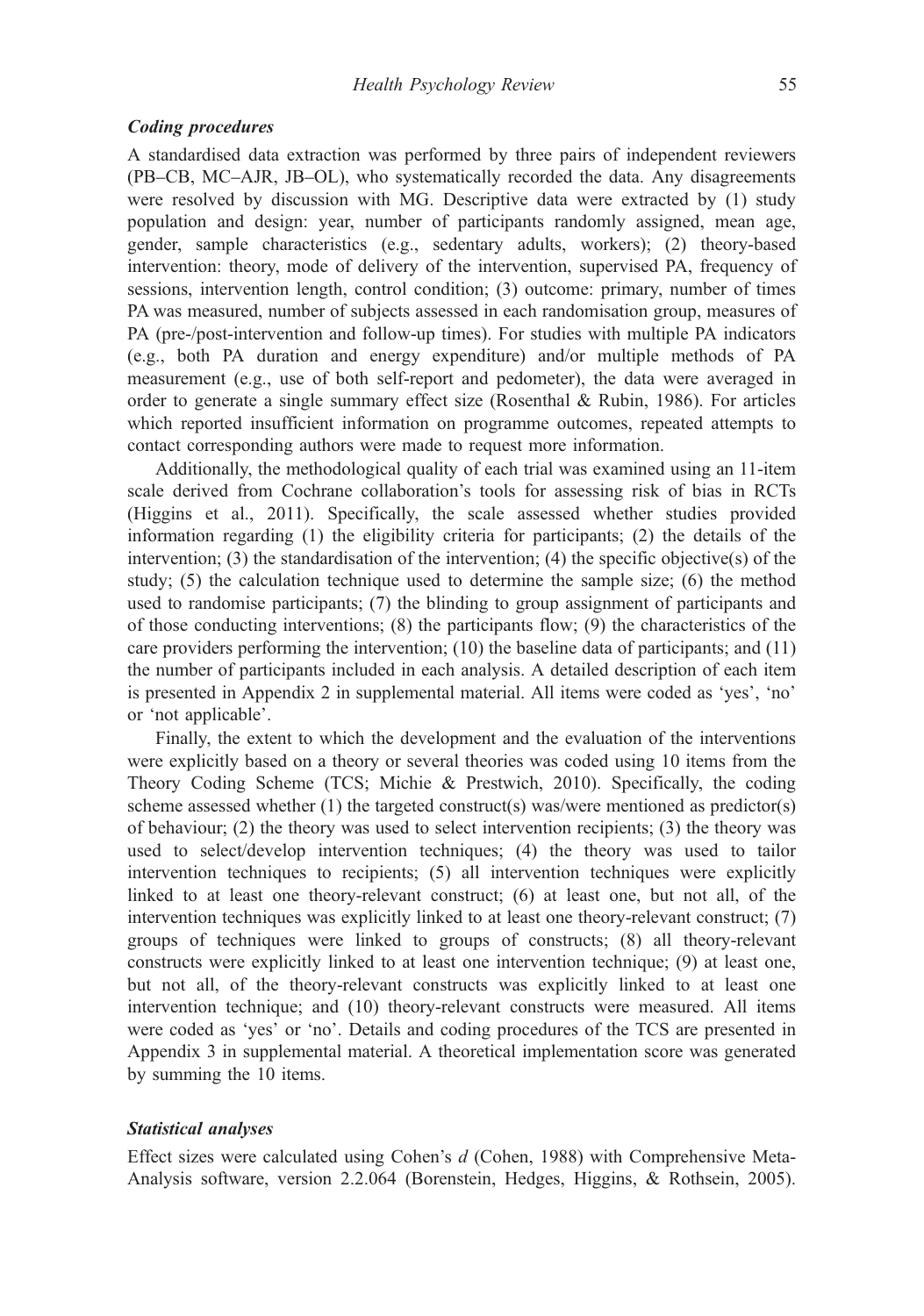### *Coding procedures*

A standardised data extraction was performed by three pairs of independent reviewers (PB–CB, MC–AJR, JB–OL), who systematically recorded the data. Any disagreements were resolved by discussion with MG. Descriptive data were extracted by (1) study population and design: year, number of participants randomly assigned, mean age, gender, sample characteristics (e.g., sedentary adults, workers); (2) theory-based intervention: theory, mode of delivery of the intervention, supervised PA, frequency of sessions, intervention length, control condition; (3) outcome: primary, number of times PA was measured, number of subjects assessed in each randomisation group, measures of PA (pre-/post-intervention and follow-up times). For studies with multiple PA indicators (e.g., both PA duration and energy expenditure) and/or multiple methods of PA measurement (e.g., use of both self-report and pedometer), the data were averaged in order to generate a single summary effect size (Rosenthal & Rubin, 1986). For articles which reported insufficient information on programme outcomes, repeated attempts to contact corresponding authors were made to request more information.

Additionally, the methodological quality of each trial was examined using an 11-item scale derived from Cochrane collaboration's tools for assessing risk of bias in RCTs (Higgins et al., 2011). Specifically, the scale assessed whether studies provided information regarding (1) the eligibility criteria for participants; (2) the details of the intervention; (3) the standardisation of the intervention; (4) the specific objective(s) of the study; (5) the calculation technique used to determine the sample size; (6) the method used to randomise participants; (7) the blinding to group assignment of participants and of those conducting interventions; (8) the participants flow; (9) the characteristics of the care providers performing the intervention; (10) the baseline data of participants; and (11) the number of participants included in each analysis. A detailed description of each item is presented in Appendix 2 in supplemental material. All items were coded as 'yes', 'no' or 'not applicable'.

Finally, the extent to which the development and the evaluation of the interventions were explicitly based on a theory or several theories was coded using 10 items from the Theory Coding Scheme (TCS; Michie & Prestwich, 2010). Specifically, the coding scheme assessed whether (1) the targeted construct(s) was/were mentioned as predictor(s) of behaviour; (2) the theory was used to select intervention recipients; (3) the theory was used to select/develop intervention techniques; (4) the theory was used to tailor intervention techniques to recipients; (5) all intervention techniques were explicitly linked to at least one theory-relevant construct; (6) at least one, but not all, of the intervention techniques was explicitly linked to at least one theory-relevant construct; (7) groups of techniques were linked to groups of constructs; (8) all theory-relevant constructs were explicitly linked to at least one intervention technique; (9) at least one, but not all, of the theory-relevant constructs was explicitly linked to at least one intervention technique; and (10) theory-relevant constructs were measured. All items were coded as 'yes' or 'no'. Details and coding procedures of the TCS are presented in Appendix 3 in supplemental material. A theoretical implementation score was generated by summing the 10 items.

### *Statistical analyses*

Effect sizes were calculated using Cohen's $d$ (Cohen, 1988) with Comprehensive Meta-Analysis software, version 2.2.064 (Borenstein, Hedges, Higgins, & Rothsein, 2005).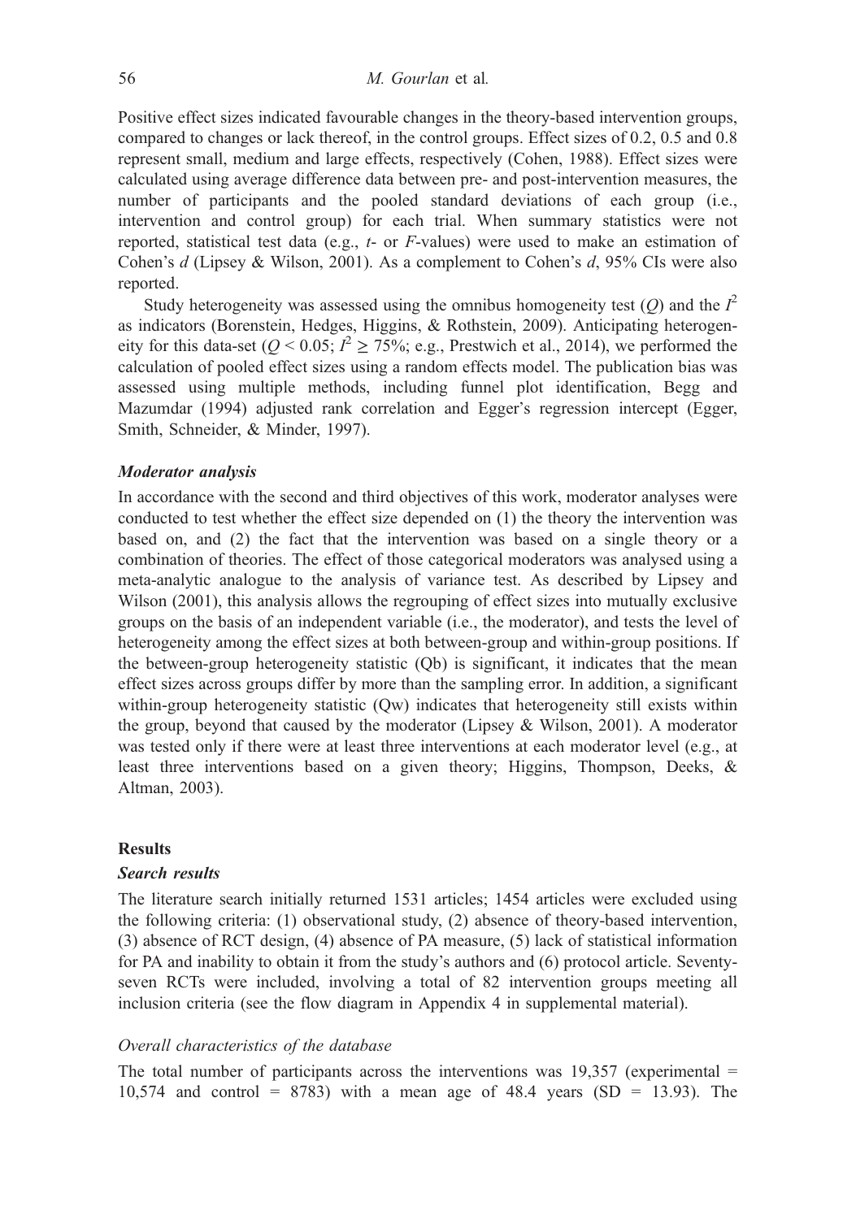Positive effect sizes indicated favourable changes in the theory-based intervention groups, compared to changes or lack thereof, in the control groups. Effect sizes of 0.2, 0.5 and 0.8 represent small, medium and large effects, respectively (Cohen, 1988). Effect sizes were calculated using average difference data between pre- and post-intervention measures, the number of participants and the pooled standard deviations of each group (i.e., intervention and control group) for each trial. When summary statistics were not reported, statistical test data (e.g., *t*- or *F*-values) were used to make an estimation of Cohen's *d* (Lipsey & Wilson, 2001). As a complement to Cohen's *d*, 95% CIs were also reported.

Study heterogeneity was assessed using the omnibus homogeneity test ($Q$) and the $I^2$ as indicators (Borenstein, Hedges, Higgins, & Rothstein, 2009). Anticipating heterogeneity for this data-set ($Q < 0.05$; $I^2 \geq 75\%$; e.g., Prestwich et al., 2014), we performed the calculation of pooled effect sizes using a random effects model. The publication bias was assessed using multiple methods, including funnel plot identification, Begg and Mazumdar (1994) adjusted rank correlation and Egger's regression intercept (Egger, Smith, Schneider, & Minder, 1997).

### *Moderator analysis*

In accordance with the second and third objectives of this work, moderator analyses were conducted to test whether the effect size depended on (1) the theory the intervention was based on, and (2) the fact that the intervention was based on a single theory or a combination of theories. The effect of those categorical moderators was analysed using a meta-analytic analogue to the analysis of variance test. As described by Lipsey and Wilson (2001), this analysis allows the regrouping of effect sizes into mutually exclusive groups on the basis of an independent variable (i.e., the moderator), and tests the level of heterogeneity among the effect sizes at both between-group and within-group positions. If the between-group heterogeneity statistic (Qb) is significant, it indicates that the mean effect sizes across groups differ by more than the sampling error. In addition, a significant within-group heterogeneity statistic (Qw) indicates that heterogeneity still exists within the group, beyond that caused by the moderator (Lipsey & Wilson, 2001). A moderator was tested only if there were at least three interventions at each moderator level (e.g., at least three interventions based on a given theory; Higgins, Thompson, Deeks, & Altman, 2003).

## Results

### *Search results*

The literature search initially returned 1531 articles; 1454 articles were excluded using the following criteria: (1) observational study, (2) absence of theory-based intervention, (3) absence of RCT design, (4) absence of PA measure, (5) lack of statistical information for PA and inability to obtain it from the study's authors and (6) protocol article. Seventy-seven RCTs were included, involving a total of 82 intervention groups meeting all inclusion criteria (see the flow diagram in Appendix 4 in supplemental material).

#### *Overall characteristics of the database*

The total number of participants across the interventions was 19,357 (experimental = 10,574 and control = 8783) with a mean age of 48.4 years (SD = 13.93). The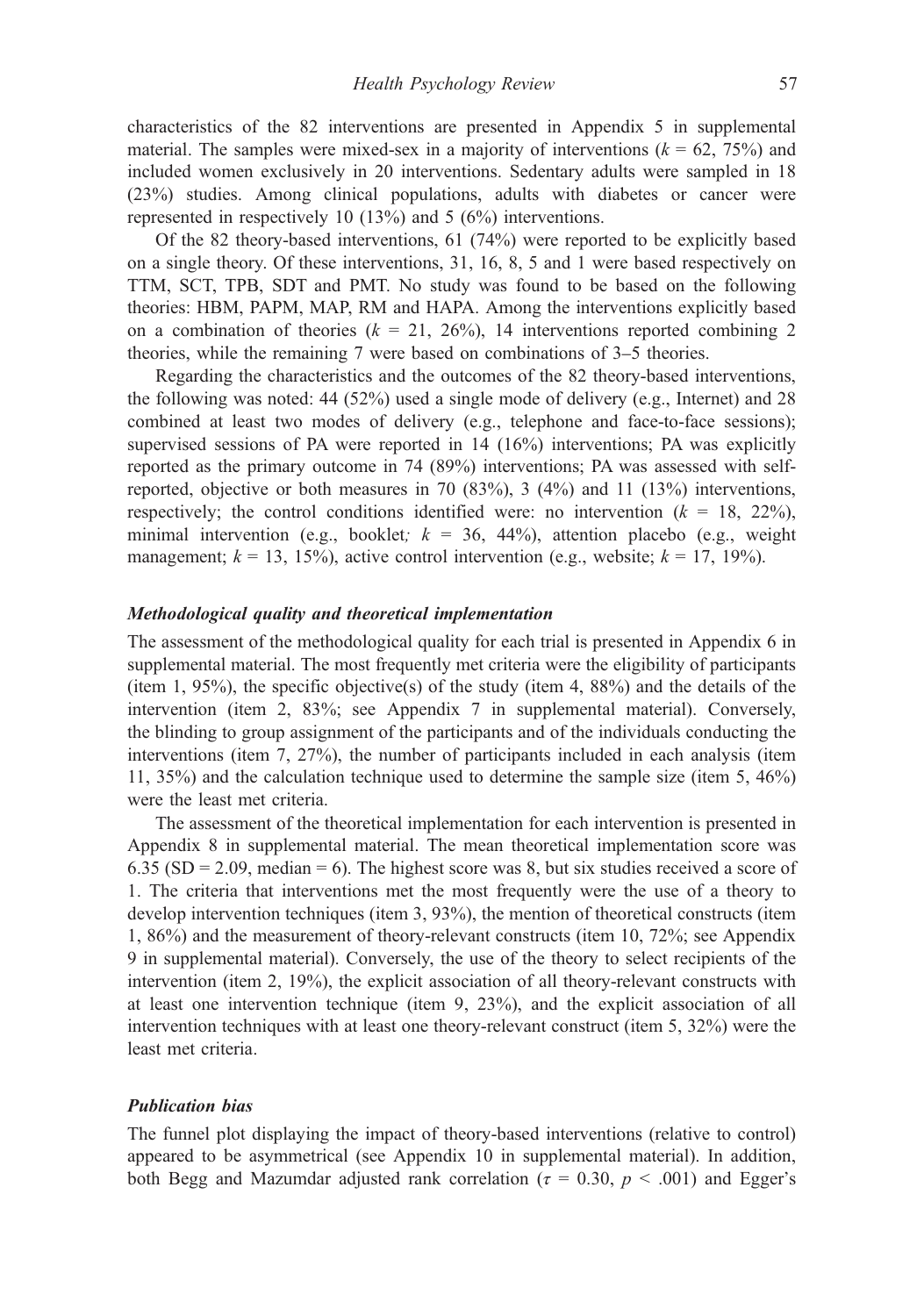characteristics of the 82 interventions are presented in Appendix 5 in supplemental material. The samples were mixed-sex in a majority of interventions ($k = 62$, 75%) and included women exclusively in 20 interventions. Sedentary adults were sampled in 18 (23%) studies. Among clinical populations, adults with diabetes or cancer were represented in respectively 10 (13%) and 5 (6%) interventions.

Of the 82 theory-based interventions, 61 (74%) were reported to be explicitly based on a single theory. Of these interventions, 31, 16, 8, 5 and 1 were based respectively on TTM, SCT, TPB, SDT and PMT. No study was found to be based on the following theories: HBM, PAPM, MAP, RM and HAPA. Among the interventions explicitly based on a combination of theories ($k = 21$, 26%), 14 interventions reported combining 2 theories, while the remaining 7 were based on combinations of 3–5 theories.

Regarding the characteristics and the outcomes of the 82 theory-based interventions, the following was noted: 44 (52%) used a single mode of delivery (e.g., Internet) and 28 combined at least two modes of delivery (e.g., telephone and face-to-face sessions); supervised sessions of PA were reported in 14 (16%) interventions; PA was explicitly reported as the primary outcome in 74 (89%) interventions; PA was assessed with self-reported, objective or both measures in 70 (83%), 3 (4%) and 11 (13%) interventions, respectively; the control conditions identified were: no intervention ($k = 18$, 22%), minimal intervention (e.g., booklet; $k = 36$, 44%), attention placebo (e.g., weight management; $k = 13$, 15%), active control intervention (e.g., website; $k = 17$, 19%).

### *Methodological quality and theoretical implementation*

The assessment of the methodological quality for each trial is presented in Appendix 6 in supplemental material. The most frequently met criteria were the eligibility of participants (item 1, 95%), the specific objective(s) of the study (item 4, 88%) and the details of the intervention (item 2, 83%; see Appendix 7 in supplemental material). Conversely, the blinding to group assignment of the participants and of the individuals conducting the interventions (item 7, 27%), the number of participants included in each analysis (item 11, 35%) and the calculation technique used to determine the sample size (item 5, 46%) were the least met criteria.

The assessment of the theoretical implementation for each intervention is presented in Appendix 8 in supplemental material. The mean theoretical implementation score was 6.35 ($SD = 2.09$, median = 6). The highest score was 8, but six studies received a score of 1. The criteria that interventions met the most frequently were the use of a theory to develop intervention techniques (item 3, 93%), the mention of theoretical constructs (item 1, 86%) and the measurement of theory-relevant constructs (item 10, 72%; see Appendix 9 in supplemental material). Conversely, the use of the theory to select recipients of the intervention (item 2, 19%), the explicit association of all theory-relevant constructs with at least one intervention technique (item 9, 23%), and the explicit association of all intervention techniques with at least one theory-relevant construct (item 5, 32%) were the least met criteria.

### *Publication bias*

The funnel plot displaying the impact of theory-based interventions (relative to control) appeared to be asymmetrical (see Appendix 10 in supplemental material). In addition, both Begg and Mazumdar adjusted rank correlation ($\tau = 0.30$, $p < .001$) and Egger's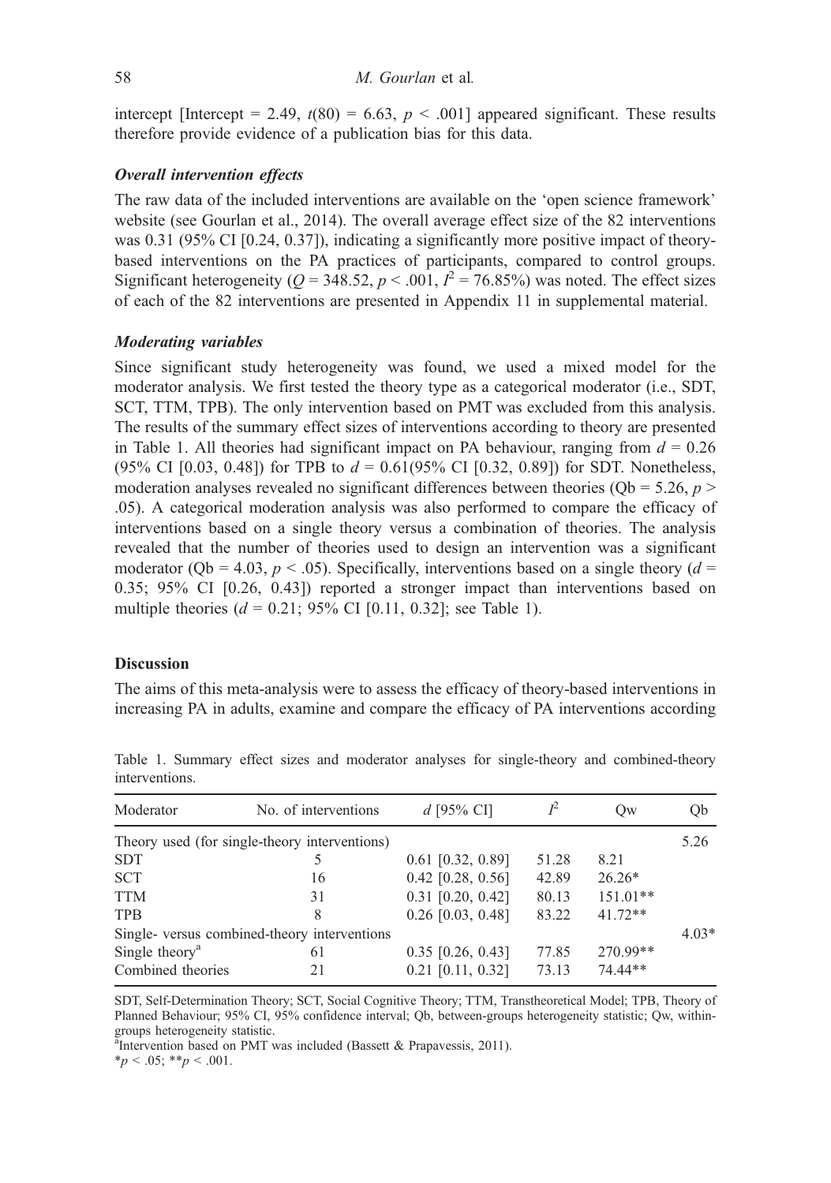intercept [Intercept = 2.49, $t(80) = 6.63$, $p < .001$] appeared significant. These results therefore provide evidence of a publication bias for this data.

### *Overall intervention effects*

The raw data of the included interventions are available on the 'open science framework' website (see Gourlan et al., 2014). The overall average effect size of the 82 interventions was 0.31 (95% CI [0.24, 0.37]), indicating a significantly more positive impact of theory-based interventions on the PA practices of participants, compared to control groups. Significant heterogeneity ($Q = 348.52$, $p < .001$, $I^2 = 76.85\%$) was noted. The effect sizes of each of the 82 interventions are presented in Appendix 11 in supplemental material.

### *Moderating variables*

Since significant study heterogeneity was found, we used a mixed model for the moderator analysis. We first tested the theory type as a categorical moderator (i.e., SDT, SCT, TTM, TPB). The only intervention based on PMT was excluded from this analysis. The results of the summary effect sizes of interventions according to theory are presented in Table 1. All theories had significant impact on PA behaviour, ranging from $d = 0.26$ (95% CI [0.03, 0.48]) for TPB to $d = 0.61$(95% CI [0.32, 0.89]) for SDT. Nonetheless, moderation analyses revealed no significant differences between theories (Qb = 5.26, $p > .05$). A categorical moderation analysis was also performed to compare the efficacy of interventions based on a single theory versus a combination of theories. The analysis revealed that the number of theories used to design an intervention was a significant moderator (Qb = 4.03, $p < .05$). Specifically, interventions based on a single theory ($d = 0.35$; 95% CI [0.26, 0.43]) reported a stronger impact than interventions based on multiple theories ($d = 0.21$; 95% CI [0.11, 0.32]; see Table 1).

## Discussion

The aims of this meta-analysis were to assess the efficacy of theory-based interventions in increasing PA in adults, examine and compare the efficacy of PA interventions according

Table 1. Summary effect sizes and moderator analyses for single-theory and combined-theory interventions.

| Moderator | No. of interventions | $d$ [95% CI] | $I^2$ | Qw | Qb |
|---|---|---|---|---|---|
| Theory used (for single-theory interventions) | | | | | 5.26 |
| SDT | 5 | 0.61 [0.32, 0.89] | 51.28 | 8.21 | |
| SCT | 16 | 0.42 [0.28, 0.56] | 42.89 | 26.26* | |
| TTM | 31 | 0.31 [0.20, 0.42] | 80.13 | 151.01** | |
| TPB | 8 | 0.26 [0.03, 0.48] | 83.22 | 41.72** | |
| Single- versus combined-theory interventions | | | | | 4.03* |
| Single theory[a] | 61 | 0.35 [0.26, 0.43] | 77.85 | 270.99** | |
| Combined theories | 21 | 0.21 [0.11, 0.32] | 73.13 | 74.44** | |

SDT, Self-Determination Theory; SCT, Social Cognitive Theory; TTM, Transtheoretical Model; TPB, Theory of Planned Behaviour; 95% CI, 95% confidence interval; Qb, between-groups heterogeneity statistic; Qw, within-groups heterogeneity statistic.

[a]Intervention based on PMT was included (Bassett & Prapavessis, 2011).

*$p < .05$; **$p < .001$.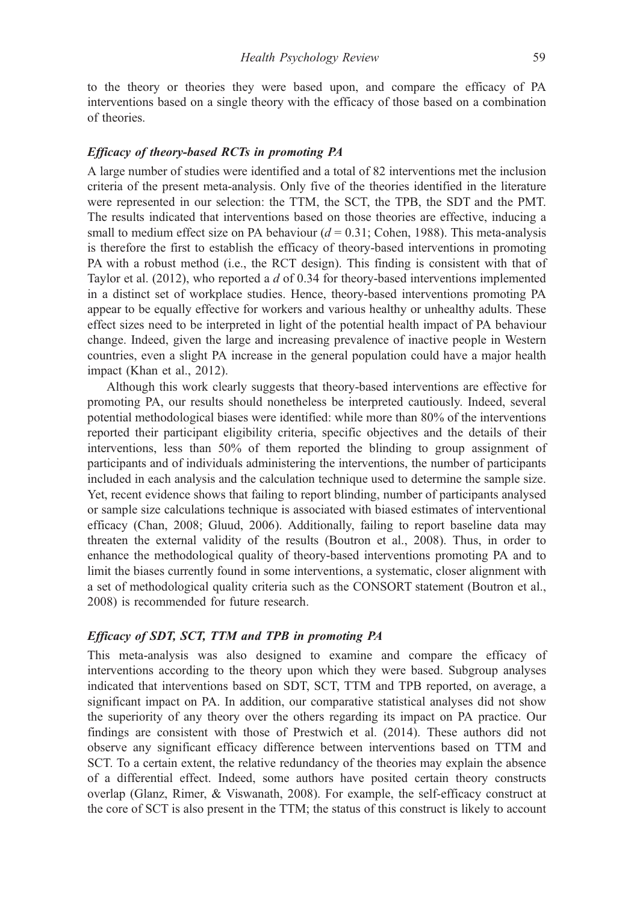to the theory or theories they were based upon, and compare the efficacy of PA interventions based on a single theory with the efficacy of those based on a combination of theories.

### *Efficacy of theory-based RCTs in promoting PA*

A large number of studies were identified and a total of 82 interventions met the inclusion criteria of the present meta-analysis. Only five of the theories identified in the literature were represented in our selection: the TTM, the SCT, the TPB, the SDT and the PMT. The results indicated that interventions based on those theories are effective, inducing a small to medium effect size on PA behaviour ($d = 0.31$; Cohen, 1988). This meta-analysis is therefore the first to establish the efficacy of theory-based interventions in promoting PA with a robust method (i.e., the RCT design). This finding is consistent with that of Taylor et al. (2012), who reported a $d$ of 0.34 for theory-based interventions implemented in a distinct set of workplace studies. Hence, theory-based interventions promoting PA appear to be equally effective for workers and various healthy or unhealthy adults. These effect sizes need to be interpreted in light of the potential health impact of PA behaviour change. Indeed, given the large and increasing prevalence of inactive people in Western countries, even a slight PA increase in the general population could have a major health impact (Khan et al., 2012).

Although this work clearly suggests that theory-based interventions are effective for promoting PA, our results should nonetheless be interpreted cautiously. Indeed, several potential methodological biases were identified: while more than 80% of the interventions reported their participant eligibility criteria, specific objectives and the details of their interventions, less than 50% of them reported the blinding to group assignment of participants and of individuals administering the interventions, the number of participants included in each analysis and the calculation technique used to determine the sample size. Yet, recent evidence shows that failing to report blinding, number of participants analysed or sample size calculations technique is associated with biased estimates of interventional efficacy (Chan, 2008; Gluud, 2006). Additionally, failing to report baseline data may threaten the external validity of the results (Boutron et al., 2008). Thus, in order to enhance the methodological quality of theory-based interventions promoting PA and to limit the biases currently found in some interventions, a systematic, closer alignment with a set of methodological quality criteria such as the CONSORT statement (Boutron et al., 2008) is recommended for future research.

### *Efficacy of SDT, SCT, TTM and TPB in promoting PA*

This meta-analysis was also designed to examine and compare the efficacy of interventions according to the theory upon which they were based. Subgroup analyses indicated that interventions based on SDT, SCT, TTM and TPB reported, on average, a significant impact on PA. In addition, our comparative statistical analyses did not show the superiority of any theory over the others regarding its impact on PA practice. Our findings are consistent with those of Prestwich et al. (2014). These authors did not observe any significant efficacy difference between interventions based on TTM and SCT. To a certain extent, the relative redundancy of the theories may explain the absence of a differential effect. Indeed, some authors have posited certain theory constructs overlap (Glanz, Rimer, & Viswanath, 2008). For example, the self-efficacy construct at the core of SCT is also present in the TTM; the status of this construct is likely to account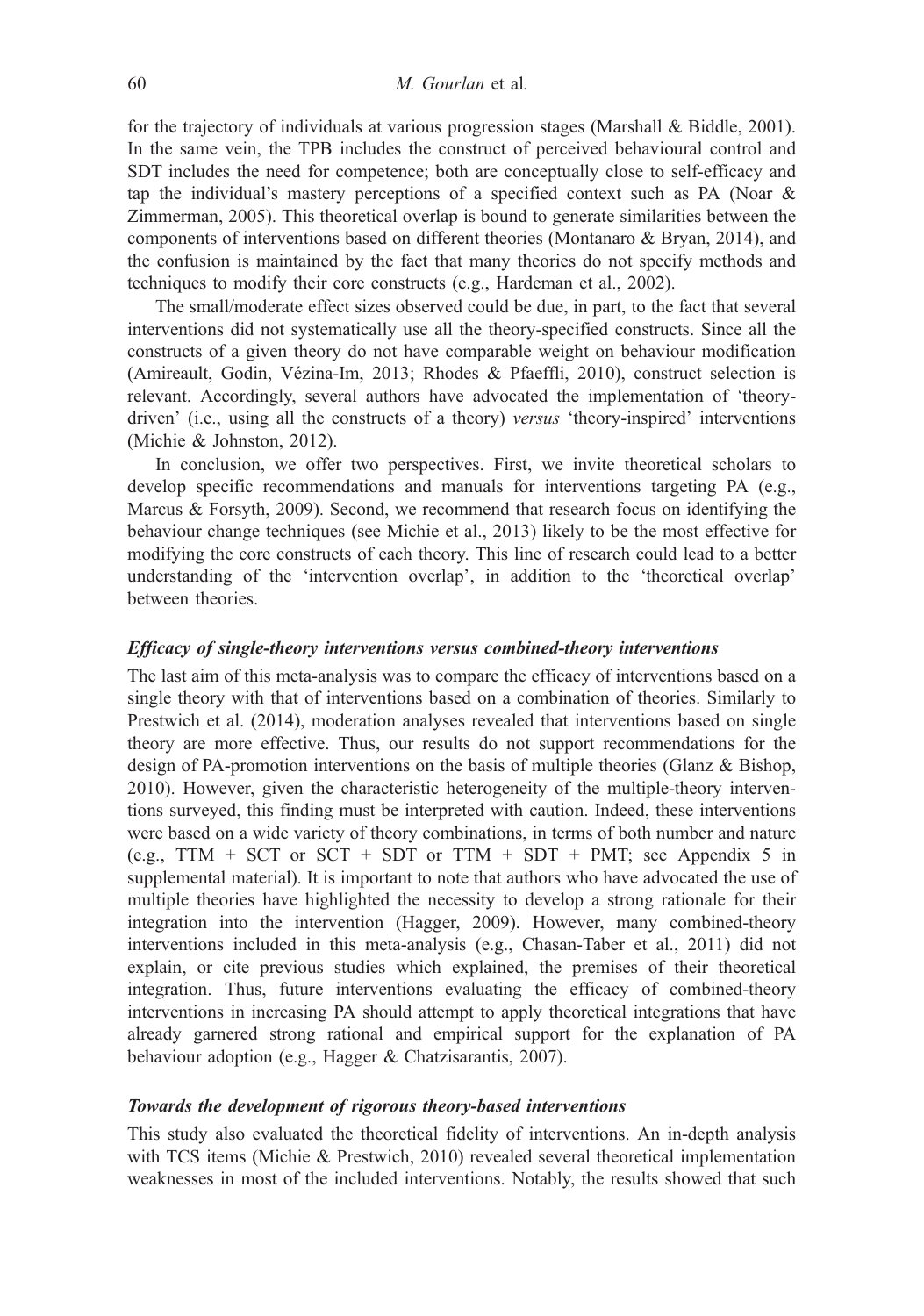for the trajectory of individuals at various progression stages (Marshall & Biddle, 2001). In the same vein, the TPB includes the construct of perceived behavioural control and SDT includes the need for competence; both are conceptually close to self-efficacy and tap the individual's mastery perceptions of a specified context such as PA (Noar & Zimmerman, 2005). This theoretical overlap is bound to generate similarities between the components of interventions based on different theories (Montanaro & Bryan, 2014), and the confusion is maintained by the fact that many theories do not specify methods and techniques to modify their core constructs (e.g., Hardeman et al., 2002).

The small/moderate effect sizes observed could be due, in part, to the fact that several interventions did not systematically use all the theory-specified constructs. Since all the constructs of a given theory do not have comparable weight on behaviour modification (Amireault, Godin, Vézina-Im, 2013; Rhodes & Pfaeffli, 2010), construct selection is relevant. Accordingly, several authors have advocated the implementation of 'theory-driven' (i.e., using all the constructs of a theory) *versus* 'theory-inspired' interventions (Michie & Johnston, 2012).

In conclusion, we offer two perspectives. First, we invite theoretical scholars to develop specific recommendations and manuals for interventions targeting PA (e.g., Marcus & Forsyth, 2009). Second, we recommend that research focus on identifying the behaviour change techniques (see Michie et al., 2013) likely to be the most effective for modifying the core constructs of each theory. This line of research could lead to a better understanding of the 'intervention overlap', in addition to the 'theoretical overlap' between theories.

### *Efficacy of single-theory interventions versus combined-theory interventions*

The last aim of this meta-analysis was to compare the efficacy of interventions based on a single theory with that of interventions based on a combination of theories. Similarly to Prestwich et al. (2014), moderation analyses revealed that interventions based on single theory are more effective. Thus, our results do not support recommendations for the design of PA-promotion interventions on the basis of multiple theories (Glanz & Bishop, 2010). However, given the characteristic heterogeneity of the multiple-theory interventions surveyed, this finding must be interpreted with caution. Indeed, these interventions were based on a wide variety of theory combinations, in terms of both number and nature (e.g., TTM + SCT or SCT + SDT or TTM + SDT + PMT; see Appendix 5 in supplemental material). It is important to note that authors who have advocated the use of multiple theories have highlighted the necessity to develop a strong rationale for their integration into the intervention (Hagger, 2009). However, many combined-theory interventions included in this meta-analysis (e.g., Chasan-Taber et al., 2011) did not explain, or cite previous studies which explained, the premises of their theoretical integration. Thus, future interventions evaluating the efficacy of combined-theory interventions in increasing PA should attempt to apply theoretical integrations that have already garnered strong rational and empirical support for the explanation of PA behaviour adoption (e.g., Hagger & Chatzisarantis, 2007).

### *Towards the development of rigorous theory-based interventions*

This study also evaluated the theoretical fidelity of interventions. An in-depth analysis with TCS items (Michie & Prestwich, 2010) revealed several theoretical implementation weaknesses in most of the included interventions. Notably, the results showed that such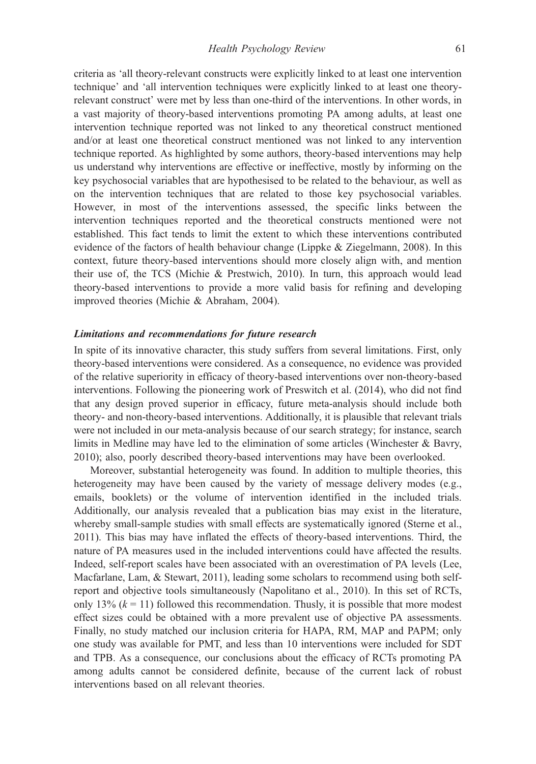criteria as 'all theory-relevant constructs were explicitly linked to at least one intervention technique' and 'all intervention techniques were explicitly linked to at least one theory-relevant construct' were met by less than one-third of the interventions. In other words, in a vast majority of theory-based interventions promoting PA among adults, at least one intervention technique reported was not linked to any theoretical construct mentioned and/or at least one theoretical construct mentioned was not linked to any intervention technique reported. As highlighted by some authors, theory-based interventions may help us understand why interventions are effective or ineffective, mostly by informing on the key psychosocial variables that are hypothesised to be related to the behaviour, as well as on the intervention techniques that are related to those key psychosocial variables. However, in most of the interventions assessed, the specific links between the intervention techniques reported and the theoretical constructs mentioned were not established. This fact tends to limit the extent to which these interventions contributed evidence of the factors of health behaviour change (Lippke & Ziegelmann, 2008). In this context, future theory-based interventions should more closely align with, and mention their use of, the TCS (Michie & Prestwich, 2010). In turn, this approach would lead theory-based interventions to provide a more valid basis for refining and developing improved theories (Michie & Abraham, 2004).

### *Limitations and recommendations for future research*

In spite of its innovative character, this study suffers from several limitations. First, only theory-based interventions were considered. As a consequence, no evidence was provided of the relative superiority in efficacy of theory-based interventions over non-theory-based interventions. Following the pioneering work of Preswitch et al. (2014), who did not find that any design proved superior in efficacy, future meta-analysis should include both theory- and non-theory-based interventions. Additionally, it is plausible that relevant trials were not included in our meta-analysis because of our search strategy; for instance, search limits in Medline may have led to the elimination of some articles (Winchester & Bavry, 2010); also, poorly described theory-based interventions may have been overlooked.

Moreover, substantial heterogeneity was found. In addition to multiple theories, this heterogeneity may have been caused by the variety of message delivery modes (e.g., emails, booklets) or the volume of intervention identified in the included trials. Additionally, our analysis revealed that a publication bias may exist in the literature, whereby small-sample studies with small effects are systematically ignored (Sterne et al., 2011). This bias may have inflated the effects of theory-based interventions. Third, the nature of PA measures used in the included interventions could have affected the results. Indeed, self-report scales have been associated with an overestimation of PA levels (Lee, Macfarlane, Lam, & Stewart, 2011), leading some scholars to recommend using both self-report and objective tools simultaneously (Napolitano et al., 2010). In this set of RCTs, only 13% ($k = 11$) followed this recommendation. Thusly, it is possible that more modest effect sizes could be obtained with a more prevalent use of objective PA assessments. Finally, no study matched our inclusion criteria for HAPA, RM, MAP and PAPM; only one study was available for PMT, and less than 10 interventions were included for SDT and TPB. As a consequence, our conclusions about the efficacy of RCTs promoting PA among adults cannot be considered definite, because of the current lack of robust interventions based on all relevant theories.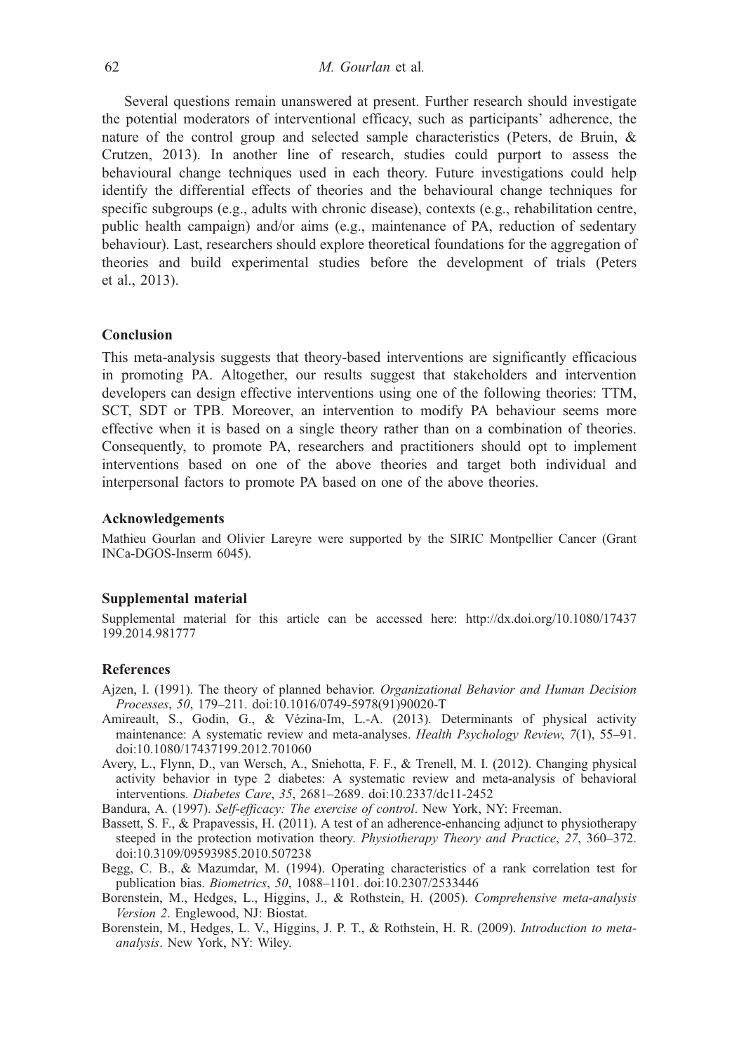Several questions remain unanswered at present. Further research should investigate the potential moderators of interventional efficacy, such as participants' adherence, the nature of the control group and selected sample characteristics (Peters, de Bruin, & Crutzen, 2013). In another line of research, studies could purport to assess the behavioural change techniques used in each theory. Future investigations could help identify the differential effects of theories and the behavioural change techniques for specific subgroups (e.g., adults with chronic disease), contexts (e.g., rehabilitation centre, public health campaign) and/or aims (e.g., maintenance of PA, reduction of sedentary behaviour). Last, researchers should explore theoretical foundations for the aggregation of theories and build experimental studies before the development of trials (Peters et al., 2013).

## Conclusion

This meta-analysis suggests that theory-based interventions are significantly efficacious in promoting PA. Altogether, our results suggest that stakeholders and intervention developers can design effective interventions using one of the following theories: TTM, SCT, SDT or TPB. Moreover, an intervention to modify PA behaviour seems more effective when it is based on a single theory rather than on a combination of theories. Consequently, to promote PA, researchers and practitioners should opt to implement interventions based on one of the above theories and target both individual and interpersonal factors to promote PA based on one of the above theories.

### Acknowledgements

Mathieu Gourlan and Olivier Lareyre were supported by the SIRIC Montpellier Cancer (Grant INCa-DGOS-Inserm 6045).

### Supplemental material

Supplemental material for this article can be accessed here: http://dx.doi.org/10.1080/17437199.2014.981777

### References

Ajzen, I. (1991). The theory of planned behavior. *Organizational Behavior and Human Decision Processes*, *50*, 179–211. doi:10.1016/0749-5978(91)90020-T

Amireault, S., Godin, G., & Vézina-Im, L.-A. (2013). Determinants of physical activity maintenance: A systematic review and meta-analyses. *Health Psychology Review*, *7*(1), 55–91. doi:10.1080/17437199.2012.701060

Avery, L., Flynn, D., van Wersch, A., Sniehotta, F. F., & Trenell, M. I. (2012). Changing physical activity behavior in type 2 diabetes: A systematic review and meta-analysis of behavioral interventions. *Diabetes Care*, *35*, 2681–2689. doi:10.2337/dc11-2452

Bandura, A. (1997). *Self-efficacy: The exercise of control*. New York, NY: Freeman.

Bassett, S. F., & Prapavessis, H. (2011). A test of an adherence-enhancing adjunct to physiotherapy steeped in the protection motivation theory. *Physiotherapy Theory and Practice*, *27*, 360–372. doi:10.3109/09593985.2010.507238

Begg, C. B., & Mazumdar, M. (1994). Operating characteristics of a rank correlation test for publication bias. *Biometrics*, *50*, 1088–1101. doi:10.2307/2533446

Borenstein, M., Hedges, L., Higgins, J., & Rothstein, H. (2005). *Comprehensive meta-analysis Version 2*. Englewood, NJ: Biostat.

Borenstein, M., Hedges, L. V., Higgins, J. P. T., & Rothstein, H. R. (2009). *Introduction to meta-analysis*. New York, NY: Wiley.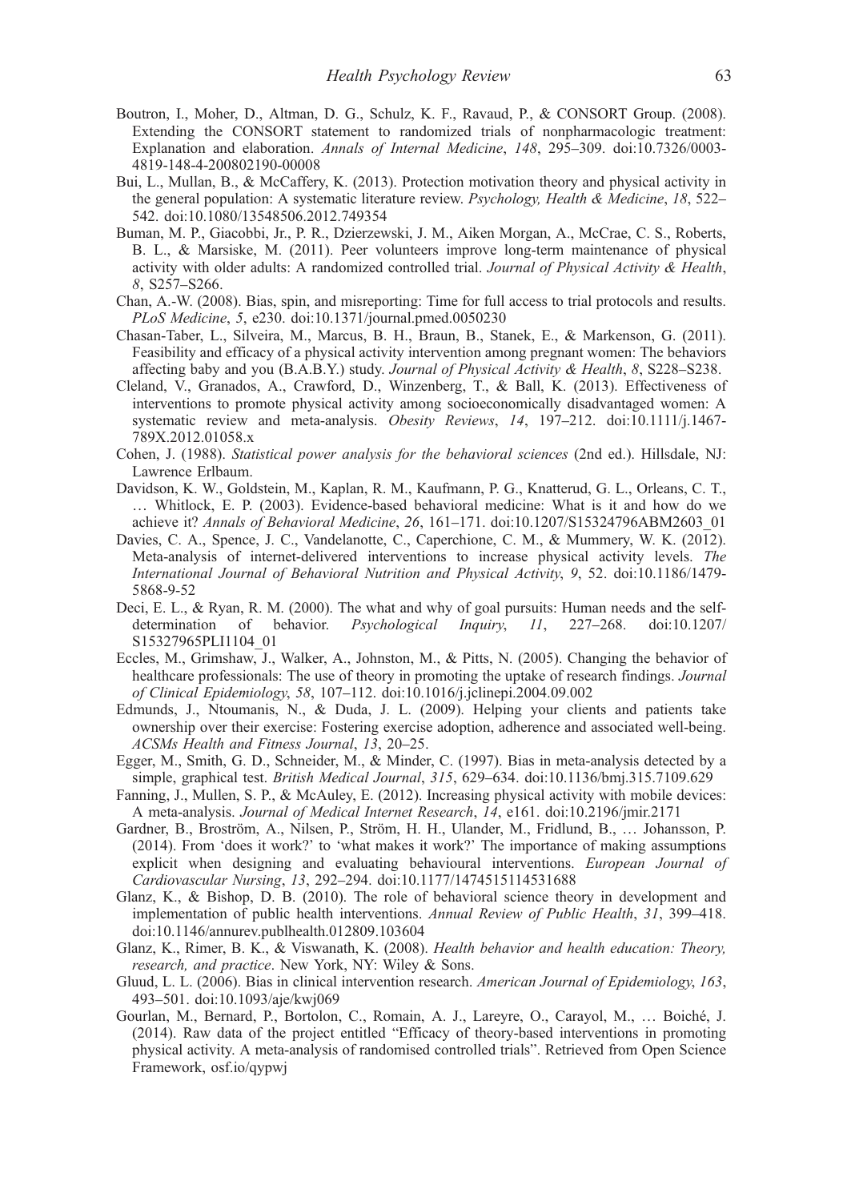Boutron, I., Moher, D., Altman, D. G., Schulz, K. F., Ravaud, P., & CONSORT Group. (2008). Extending the CONSORT statement to randomized trials of nonpharmacologic treatment: Explanation and elaboration. *Annals of Internal Medicine*, *148*, 295–309. doi:10.7326/0003-4819-148-4-200802190-00008

Bui, L., Mullan, B., & McCaffery, K. (2013). Protection motivation theory and physical activity in the general population: A systematic literature review. *Psychology, Health & Medicine*, *18*, 522–542. doi:10.1080/13548506.2012.749354

Buman, M. P., Giacobbi, Jr., P. R., Dzierzewski, J. M., Aiken Morgan, A., McCrae, C. S., Roberts, B. L., & Marsiske, M. (2011). Peer volunteers improve long-term maintenance of physical activity with older adults: A randomized controlled trial. *Journal of Physical Activity & Health*, *8*, S257–S266.

Chan, A.-W. (2008). Bias, spin, and misreporting: Time for full access to trial protocols and results. *PLoS Medicine*, *5*, e230. doi:10.1371/journal.pmed.0050230

Chasan-Taber, L., Silveira, M., Marcus, B. H., Braun, B., Stanek, E., & Markenson, G. (2011). Feasibility and efficacy of a physical activity intervention among pregnant women: The behaviors affecting baby and you (B.A.B.Y.) study. *Journal of Physical Activity & Health*, *8*, S228–S238.

Cleland, V., Granados, A., Crawford, D., Winzenberg, T., & Ball, K. (2013). Effectiveness of interventions to promote physical activity among socioeconomically disadvantaged women: A systematic review and meta-analysis. *Obesity Reviews*, *14*, 197–212. doi:10.1111/j.1467-789X.2012.01058.x

Cohen, J. (1988). *Statistical power analysis for the behavioral sciences* (2nd ed.). Hillsdale, NJ: Lawrence Erlbaum.

Davidson, K. W., Goldstein, M., Kaplan, R. M., Kaufmann, P. G., Knatterud, G. L., Orleans, C. T., … Whitlock, E. P. (2003). Evidence-based behavioral medicine: What is it and how do we achieve it? *Annals of Behavioral Medicine*, *26*, 161–171. doi:10.1207/S15324796ABM2603_01

Davies, C. A., Spence, J. C., Vandelanotte, C., Caperchione, C. M., & Mummery, W. K. (2012). Meta-analysis of internet-delivered interventions to increase physical activity levels. *The International Journal of Behavioral Nutrition and Physical Activity*, *9*, 52. doi:10.1186/1479-5868-9-52

Deci, E. L., & Ryan, R. M. (2000). The what and why of goal pursuits: Human needs and the self-determination of behavior. *Psychological Inquiry*, *11*, 227–268. doi:10.1207/S15327965PLI1104_01

Eccles, M., Grimshaw, J., Walker, A., Johnston, M., & Pitts, N. (2005). Changing the behavior of healthcare professionals: The use of theory in promoting the uptake of research findings. *Journal of Clinical Epidemiology*, *58*, 107–112. doi:10.1016/j.jclinepi.2004.09.002

Edmunds, J., Ntoumanis, N., & Duda, J. L. (2009). Helping your clients and patients take ownership over their exercise: Fostering exercise adoption, adherence and associated well-being. *ACSMs Health and Fitness Journal*, *13*, 20–25.

Egger, M., Smith, G. D., Schneider, M., & Minder, C. (1997). Bias in meta-analysis detected by a simple, graphical test. *British Medical Journal*, *315*, 629–634. doi:10.1136/bmj.315.7109.629

Fanning, J., Mullen, S. P., & McAuley, E. (2012). Increasing physical activity with mobile devices: A meta-analysis. *Journal of Medical Internet Research*, *14*, e161. doi:10.2196/jmir.2171

Gardner, B., Broström, A., Nilsen, P., Ström, H. H., Ulander, M., Fridlund, B., … Johansson, P. (2014). From 'does it work?' to 'what makes it work?' The importance of making assumptions explicit when designing and evaluating behavioural interventions. *European Journal of Cardiovascular Nursing*, *13*, 292–294. doi:10.1177/1474515114531688

Glanz, K., & Bishop, D. B. (2010). The role of behavioral science theory in development and implementation of public health interventions. *Annual Review of Public Health*, *31*, 399–418. doi:10.1146/annurev.publhealth.012809.103604

Glanz, K., Rimer, B. K., & Viswanath, K. (2008). *Health behavior and health education: Theory, research, and practice*. New York, NY: Wiley & Sons.

Gluud, L. L. (2006). Bias in clinical intervention research. *American Journal of Epidemiology*, *163*, 493–501. doi:10.1093/aje/kwj069

Gourlan, M., Bernard, P., Bortolon, C., Romain, A. J., Lareyre, O., Carayol, M., … Boiché, J. (2014). Raw data of the project entitled "Efficacy of theory-based interventions in promoting physical activity. A meta-analysis of randomised controlled trials". Retrieved from Open Science Framework, osf.io/qypwj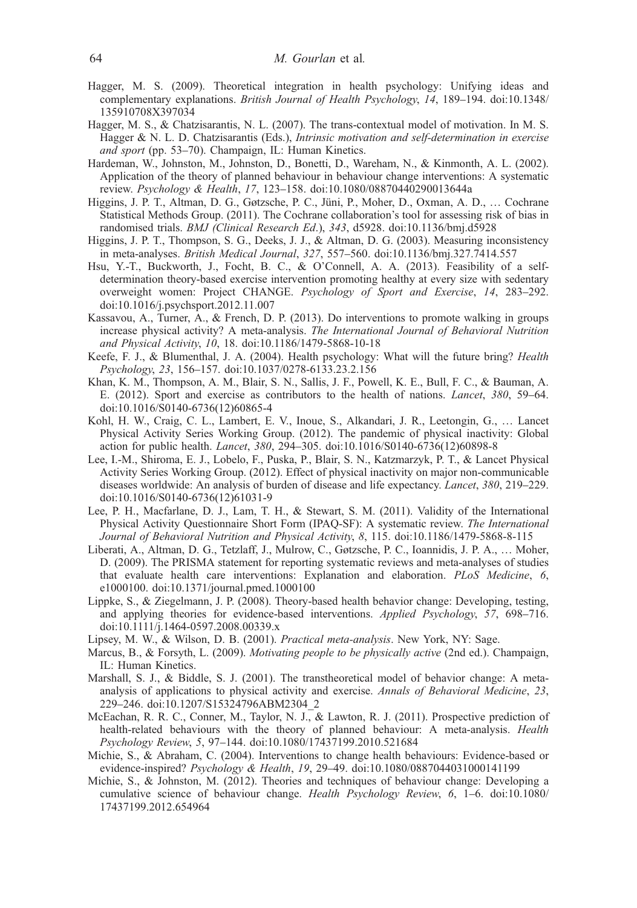Hagger, M. S. (2009). Theoretical integration in health psychology: Unifying ideas and complementary explanations. *British Journal of Health Psychology*, *14*, 189–194. doi:10.1348/135910708X397034

Hagger, M. S., & Chatzisarantis, N. L. (2007). The trans-contextual model of motivation. In M. S. Hagger & N. L. D. Chatzisarantis (Eds.), *Intrinsic motivation and self-determination in exercise and sport* (pp. 53–70). Champaign, IL: Human Kinetics.

Hardeman, W., Johnston, M., Johnston, D., Bonetti, D., Wareham, N., & Kinmonth, A. L. (2002). Application of the theory of planned behaviour in behaviour change interventions: A systematic review. *Psychology & Health*, *17*, 123–158. doi:10.1080/08870440290013644a

Higgins, J. P. T., Altman, D. G., Gøtzsche, P. C., Jüni, P., Moher, D., Oxman, A. D., … Cochrane Statistical Methods Group. (2011). The Cochrane collaboration's tool for assessing risk of bias in randomised trials. *BMJ (Clinical Research Ed.)*, *343*, d5928. doi:10.1136/bmj.d5928

Higgins, J. P. T., Thompson, S. G., Deeks, J. J., & Altman, D. G. (2003). Measuring inconsistency in meta-analyses. *British Medical Journal*, *327*, 557–560. doi:10.1136/bmj.327.7414.557

Hsu, Y.-T., Buckworth, J., Focht, B. C., & O'Connell, A. A. (2013). Feasibility of a self-determination theory-based exercise intervention promoting healthy at every size with sedentary overweight women: Project CHANGE. *Psychology of Sport and Exercise*, *14*, 283–292. doi:10.1016/j.psychsport.2012.11.007

Kassavou, A., Turner, A., & French, D. P. (2013). Do interventions to promote walking in groups increase physical activity? A meta-analysis. *The International Journal of Behavioral Nutrition and Physical Activity*, *10*, 18. doi:10.1186/1479-5868-10-18

Keefe, F. J., & Blumenthal, J. A. (2004). Health psychology: What will the future bring? *Health Psychology*, *23*, 156–157. doi:10.1037/0278-6133.23.2.156

Khan, K. M., Thompson, A. M., Blair, S. N., Sallis, J. F., Powell, K. E., Bull, F. C., & Bauman, A. E. (2012). Sport and exercise as contributors to the health of nations. *Lancet*, *380*, 59–64. doi:10.1016/S0140-6736(12)60865-4

Kohl, H. W., Craig, C. L., Lambert, E. V., Inoue, S., Alkandari, J. R., Leetongin, G., … Lancet Physical Activity Series Working Group. (2012). The pandemic of physical inactivity: Global action for public health. *Lancet*, *380*, 294–305. doi:10.1016/S0140-6736(12)60898-8

Lee, I.-M., Shiroma, E. J., Lobelo, F., Puska, P., Blair, S. N., Katzmarzyk, P. T., & Lancet Physical Activity Series Working Group. (2012). Effect of physical inactivity on major non-communicable diseases worldwide: An analysis of burden of disease and life expectancy. *Lancet*, *380*, 219–229. doi:10.1016/S0140-6736(12)61031-9

Lee, P. H., Macfarlane, D. J., Lam, T. H., & Stewart, S. M. (2011). Validity of the International Physical Activity Questionnaire Short Form (IPAQ-SF): A systematic review. *The International Journal of Behavioral Nutrition and Physical Activity*, *8*, 115. doi:10.1186/1479-5868-8-115

Liberati, A., Altman, D. G., Tetzlaff, J., Mulrow, C., Gøtzsche, P. C., Ioannidis, J. P. A., … Moher, D. (2009). The PRISMA statement for reporting systematic reviews and meta-analyses of studies that evaluate health care interventions: Explanation and elaboration. *PLoS Medicine*, *6*, e1000100. doi:10.1371/journal.pmed.1000100

Lippke, S., & Ziegelmann, J. P. (2008). Theory-based health behavior change: Developing, testing, and applying theories for evidence-based interventions. *Applied Psychology*, *57*, 698–716. doi:10.1111/j.1464-0597.2008.00339.x

Lipsey, M. W., & Wilson, D. B. (2001). *Practical meta-analysis*. New York, NY: Sage.

Marcus, B., & Forsyth, L. (2009). *Motivating people to be physically active* (2nd ed.). Champaign, IL: Human Kinetics.

Marshall, S. J., & Biddle, S. J. (2001). The transtheoretical model of behavior change: A meta-analysis of applications to physical activity and exercise. *Annals of Behavioral Medicine*, *23*, 229–246. doi:10.1207/S15324796ABM2304_2

McEachan, R. R. C., Conner, M., Taylor, N. J., & Lawton, R. J. (2011). Prospective prediction of health-related behaviours with the theory of planned behaviour: A meta-analysis. *Health Psychology Review*, *5*, 97–144. doi:10.1080/17437199.2010.521684

Michie, S., & Abraham, C. (2004). Interventions to change health behaviours: Evidence-based or evidence-inspired? *Psychology & Health*, *19*, 29–49. doi:10.1080/0887044031000141199

Michie, S., & Johnston, M. (2012). Theories and techniques of behaviour change: Developing a cumulative science of behaviour change. *Health Psychology Review*, *6*, 1–6. doi:10.1080/17437199.2012.654964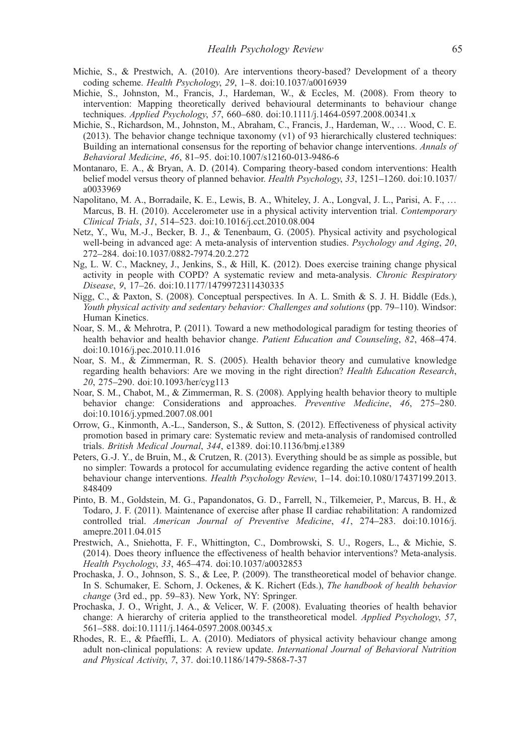Michie, S., & Prestwich, A. (2010). Are interventions theory-based? Development of a theory coding scheme. *Health Psychology*, *29*, 1–8. doi:10.1037/a0016939

Michie, S., Johnston, M., Francis, J., Hardeman, W., & Eccles, M. (2008). From theory to intervention: Mapping theoretically derived behavioural determinants to behaviour change techniques. *Applied Psychology*, *57*, 660–680. doi:10.1111/j.1464-0597.2008.00341.x

Michie, S., Richardson, M., Johnston, M., Abraham, C., Francis, J., Hardeman, W., … Wood, C. E. (2013). The behavior change technique taxonomy (v1) of 93 hierarchically clustered techniques: Building an international consensus for the reporting of behavior change interventions. *Annals of Behavioral Medicine*, *46*, 81–95. doi:10.1007/s12160-013-9486-6

Montanaro, E. A., & Bryan, A. D. (2014). Comparing theory-based condom interventions: Health belief model versus theory of planned behavior. *Health Psychology*, *33*, 1251–1260. doi:10.1037/a0033969

Napolitano, M. A., Borradaile, K. E., Lewis, B. A., Whiteley, J. A., Longval, J. L., Parisi, A. F., … Marcus, B. H. (2010). Accelerometer use in a physical activity intervention trial. *Contemporary Clinical Trials*, *31*, 514–523. doi:10.1016/j.cct.2010.08.004

Netz, Y., Wu, M.-J., Becker, B. J., & Tenenbaum, G. (2005). Physical activity and psychological well-being in advanced age: A meta-analysis of intervention studies. *Psychology and Aging*, *20*, 272–284. doi:10.1037/0882-7974.20.2.272

Ng, L. W. C., Mackney, J., Jenkins, S., & Hill, K. (2012). Does exercise training change physical activity in people with COPD? A systematic review and meta-analysis. *Chronic Respiratory Disease*, *9*, 17–26. doi:10.1177/1479972311430335

Nigg, C., & Paxton, S. (2008). Conceptual perspectives. In A. L. Smith & S. J. H. Biddle (Eds.), *Youth physical activity and sedentary behavior: Challenges and solutions* (pp. 79–110). Windsor: Human Kinetics.

Noar, S. M., & Mehrotra, P. (2011). Toward a new methodological paradigm for testing theories of health behavior and health behavior change. *Patient Education and Counseling*, *82*, 468–474. doi:10.1016/j.pec.2010.11.016

Noar, S. M., & Zimmerman, R. S. (2005). Health behavior theory and cumulative knowledge regarding health behaviors: Are we moving in the right direction? *Health Education Research*, *20*, 275–290. doi:10.1093/her/cyg113

Noar, S. M., Chabot, M., & Zimmerman, R. S. (2008). Applying health behavior theory to multiple behavior change: Considerations and approaches. *Preventive Medicine*, *46*, 275–280. doi:10.1016/j.ypmed.2007.08.001

Orrow, G., Kinmonth, A.-L., Sanderson, S., & Sutton, S. (2012). Effectiveness of physical activity promotion based in primary care: Systematic review and meta-analysis of randomised controlled trials. *British Medical Journal*, *344*, e1389. doi:10.1136/bmj.e1389

Peters, G.-J. Y., de Bruin, M., & Crutzen, R. (2013). Everything should be as simple as possible, but no simpler: Towards a protocol for accumulating evidence regarding the active content of health behaviour change interventions. *Health Psychology Review*, 1–14. doi:10.1080/17437199.2013.848409

Pinto, B. M., Goldstein, M. G., Papandonatos, G. D., Farrell, N., Tilkemeier, P., Marcus, B. H., & Todaro, J. F. (2011). Maintenance of exercise after phase II cardiac rehabilitation: A randomized controlled trial. *American Journal of Preventive Medicine*, *41*, 274–283. doi:10.1016/j.amepre.2011.04.015

Prestwich, A., Sniehotta, F. F., Whittington, C., Dombrowski, S. U., Rogers, L., & Michie, S. (2014). Does theory influence the effectiveness of health behavior interventions? Meta-analysis. *Health Psychology*, *33*, 465–474. doi:10.1037/a0032853

Prochaska, J. O., Johnson, S. S., & Lee, P. (2009). The transtheoretical model of behavior change. In S. Schumaker, E. Schorn, J. Ockenes, & K. Richert (Eds.), *The handbook of health behavior change* (3rd ed., pp. 59–83). New York, NY: Springer.

Prochaska, J. O., Wright, J. A., & Velicer, W. F. (2008). Evaluating theories of health behavior change: A hierarchy of criteria applied to the transtheoretical model. *Applied Psychology*, *57*, 561–588. doi:10.1111/j.1464-0597.2008.00345.x

Rhodes, R. E., & Pfaeffli, L. A. (2010). Mediators of physical activity behaviour change among adult non-clinical populations: A review update. *International Journal of Behavioral Nutrition and Physical Activity*, *7*, 37. doi:10.1186/1479-5868-7-37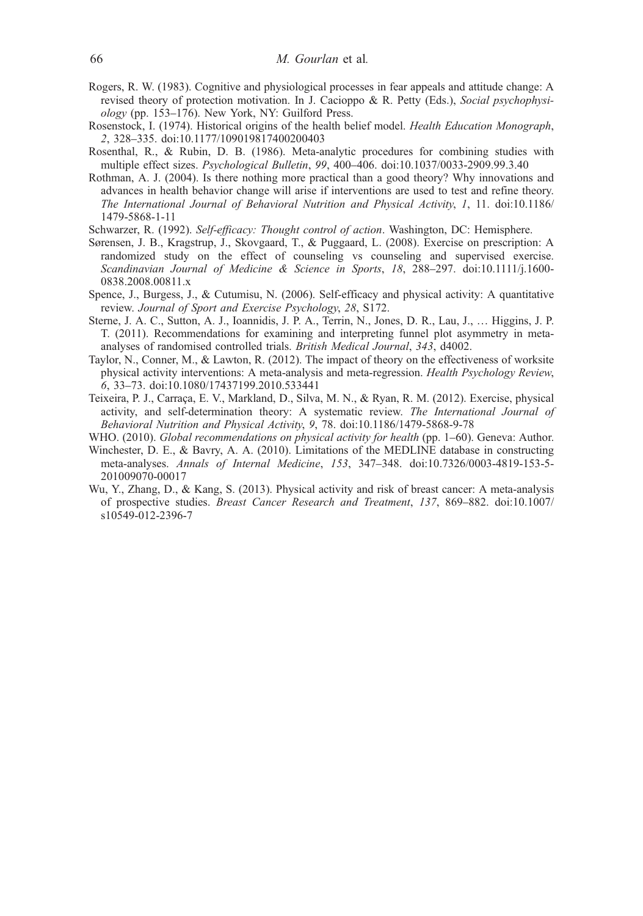Rogers, R. W. (1983). Cognitive and physiological processes in fear appeals and attitude change: A revised theory of protection motivation. In J. Cacioppo & R. Petty (Eds.), *Social psychophysiology* (pp. 153–176). New York, NY: Guilford Press.

Rosenstock, I. (1974). Historical origins of the health belief model. *Health Education Monograph*, *2*, 328–335. doi:10.1177/109019817400200403

Rosenthal, R., & Rubin, D. B. (1986). Meta-analytic procedures for combining studies with multiple effect sizes. *Psychological Bulletin*, *99*, 400–406. doi:10.1037/0033-2909.99.3.40

Rothman, A. J. (2004). Is there nothing more practical than a good theory? Why innovations and advances in health behavior change will arise if interventions are used to test and refine theory. *The International Journal of Behavioral Nutrition and Physical Activity*, *1*, 11. doi:10.1186/1479-5868-1-11

Schwarzer, R. (1992). *Self-efficacy: Thought control of action*. Washington, DC: Hemisphere.

Sørensen, J. B., Kragstrup, J., Skovgaard, T., & Puggaard, L. (2008). Exercise on prescription: A randomized study on the effect of counseling vs counseling and supervised exercise. *Scandinavian Journal of Medicine & Science in Sports*, *18*, 288–297. doi:10.1111/j.1600-0838.2008.00811.x

Spence, J., Burgess, J., & Cutumisu, N. (2006). Self-efficacy and physical activity: A quantitative review. *Journal of Sport and Exercise Psychology*, *28*, S172.

Sterne, J. A. C., Sutton, A. J., Ioannidis, J. P. A., Terrin, N., Jones, D. R., Lau, J., … Higgins, J. P. T. (2011). Recommendations for examining and interpreting funnel plot asymmetry in meta-analyses of randomised controlled trials. *British Medical Journal*, *343*, d4002.

Taylor, N., Conner, M., & Lawton, R. (2012). The impact of theory on the effectiveness of worksite physical activity interventions: A meta-analysis and meta-regression. *Health Psychology Review*, *6*, 33–73. doi:10.1080/17437199.2010.533441

Teixeira, P. J., Carraça, E. V., Markland, D., Silva, M. N., & Ryan, R. M. (2012). Exercise, physical activity, and self-determination theory: A systematic review. *The International Journal of Behavioral Nutrition and Physical Activity*, *9*, 78. doi:10.1186/1479-5868-9-78

WHO. (2010). *Global recommendations on physical activity for health* (pp. 1–60). Geneva: Author.

Winchester, D. E., & Bavry, A. A. (2010). Limitations of the MEDLINE database in constructing meta-analyses. *Annals of Internal Medicine*, *153*, 347–348. doi:10.7326/0003-4819-153-5-201009070-00017

Wu, Y., Zhang, D., & Kang, S. (2013). Physical activity and risk of breast cancer: A meta-analysis of prospective studies. *Breast Cancer Research and Treatment*, *137*, 869–882. doi:10.1007/s10549-012-2396-7